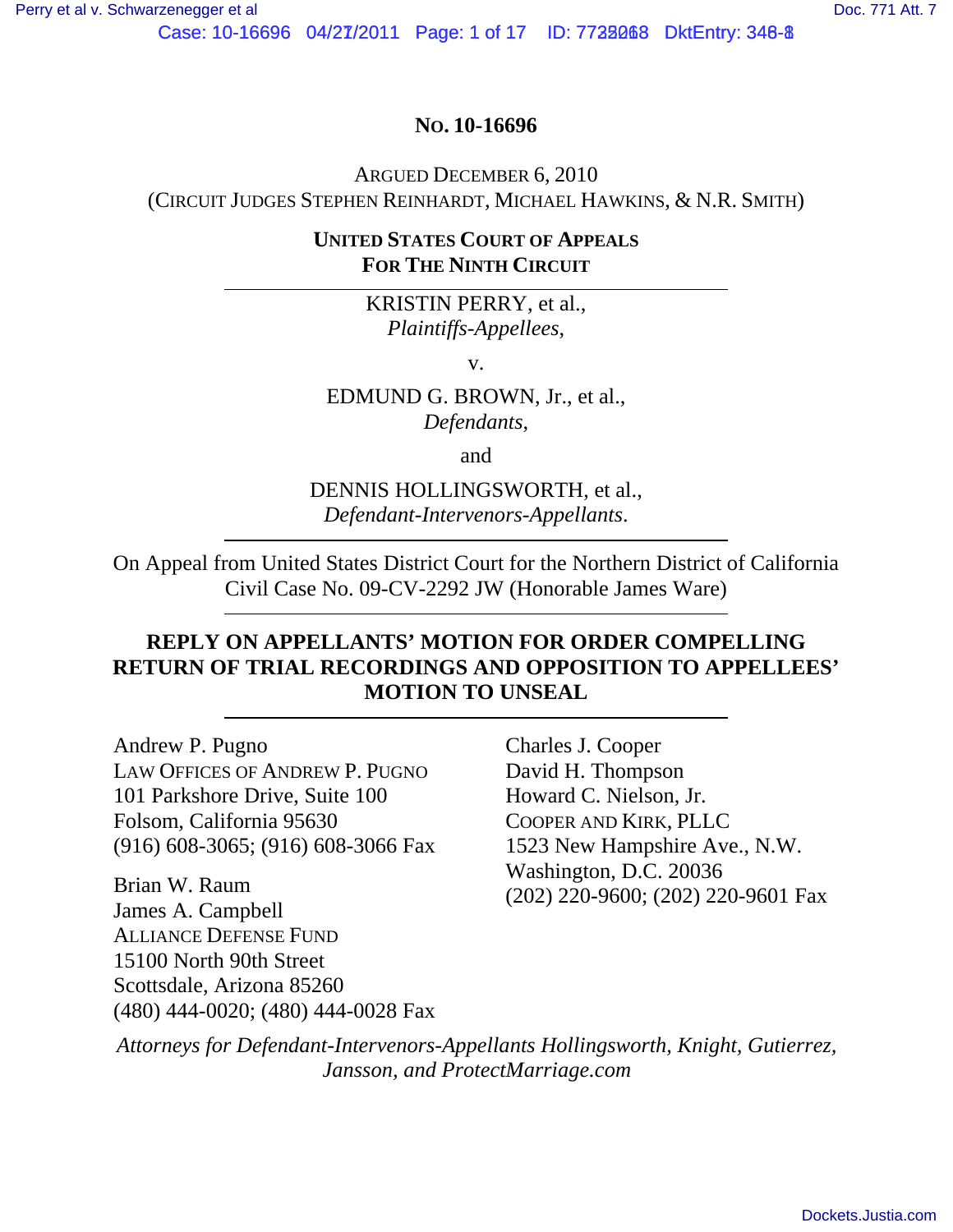**No. 10-16696**

Argued December 6, 2010
(Circuit Judges Stephen Reinhardt, Michael Hawkins, & N.R. Smith)

**United States Court of Appeals**
**For The Ninth Circuit**

---

KRISTIN PERRY, et al.,
*Plaintiffs-Appellees*,

v.

EDMUND G. BROWN, Jr., et al.,
*Defendants*,

and

DENNIS HOLLINGSWORTH, et al.,
*Defendant-Intervenors-Appellants*.

---

On Appeal from United States District Court for the Northern District of California
Civil Case No. 09-CV-2292 JW (Honorable James Ware)

---

**REPLY ON APPELLANTS' MOTION FOR ORDER COMPELLING RETURN OF TRIAL RECORDINGS AND OPPOSITION TO APPELLEES' MOTION TO UNSEAL**

---

Andrew P. Pugno
Law Offices of Andrew P. Pugno
101 Parkshore Drive, Suite 100
Folsom, California 95630
(916) 608-3065; (916) 608-3066 Fax

Brian W. Raum
James A. Campbell
Alliance Defense Fund
15100 North 90th Street
Scottsdale, Arizona 85260
(480) 444-0020; (480) 444-0028 Fax

Charles J. Cooper
David H. Thompson
Howard C. Nielson, Jr.
Cooper and Kirk, PLLC
1523 New Hampshire Ave., N.W.
Washington, D.C. 20036
(202) 220-9600; (202) 220-9601 Fax

*Attorneys for Defendant-Intervenors-Appellants Hollingsworth, Knight, Gutierrez, Jansson, and ProtectMarriage.com*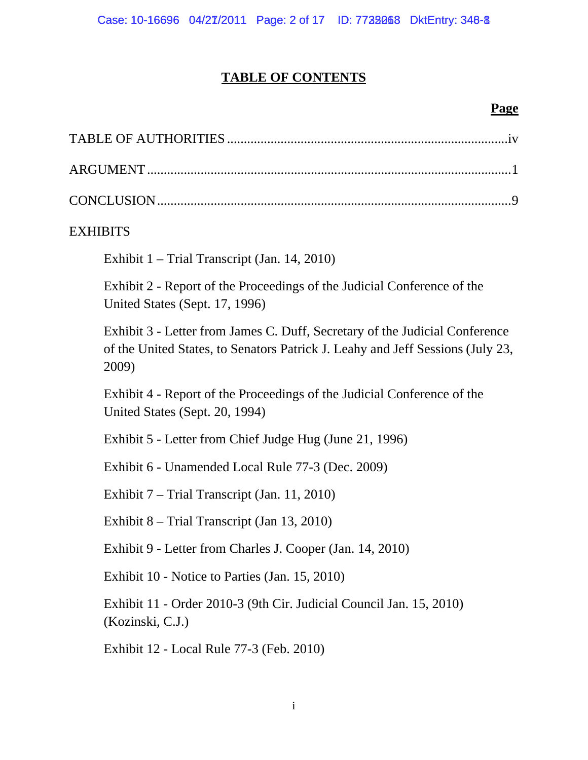# TABLE OF CONTENTS

**Page**

TABLE OF AUTHORITIES ....................................................................................iv

ARGUMENT ...........................................................................................................1

CONCLUSION ........................................................................................................9

EXHIBITS

Exhibit 1 – Trial Transcript (Jan. 14, 2010)

Exhibit 2 - Report of the Proceedings of the Judicial Conference of the United States (Sept. 17, 1996)

Exhibit 3 - Letter from James C. Duff, Secretary of the Judicial Conference of the United States, to Senators Patrick J. Leahy and Jeff Sessions (July 23, 2009)

Exhibit 4 - Report of the Proceedings of the Judicial Conference of the United States (Sept. 20, 1994)

Exhibit 5 - Letter from Chief Judge Hug (June 21, 1996)

Exhibit 6 - Unamended Local Rule 77-3 (Dec. 2009)

Exhibit 7 – Trial Transcript (Jan. 11, 2010)

Exhibit 8 – Trial Transcript (Jan 13, 2010)

Exhibit 9 - Letter from Charles J. Cooper (Jan. 14, 2010)

Exhibit 10 - Notice to Parties (Jan. 15, 2010)

Exhibit 11 - Order 2010-3 (9th Cir. Judicial Council Jan. 15, 2010) (Kozinski, C.J.)

Exhibit 12 - Local Rule 77-3 (Feb. 2010)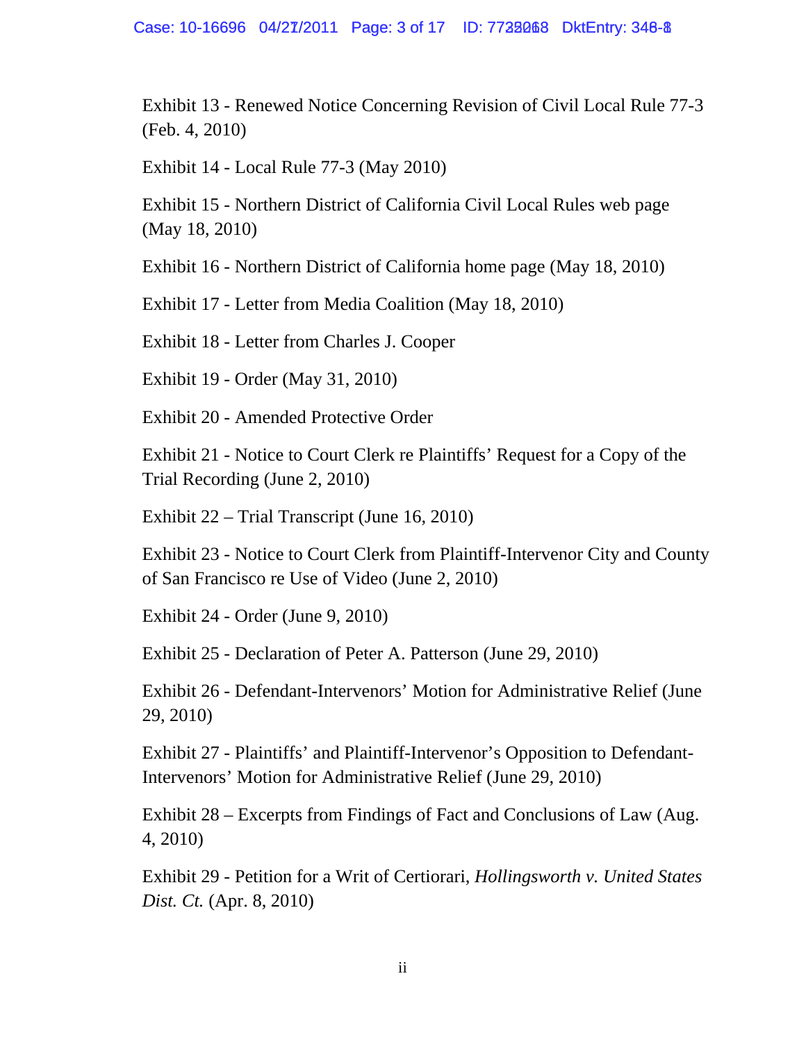Exhibit 13 - Renewed Notice Concerning Revision of Civil Local Rule 77-3 (Feb. 4, 2010)

Exhibit 14 - Local Rule 77-3 (May 2010)

Exhibit 15 - Northern District of California Civil Local Rules web page (May 18, 2010)

Exhibit 16 - Northern District of California home page (May 18, 2010)

Exhibit 17 - Letter from Media Coalition (May 18, 2010)

Exhibit 18 - Letter from Charles J. Cooper

Exhibit 19 - Order (May 31, 2010)

Exhibit 20 - Amended Protective Order

Exhibit 21 - Notice to Court Clerk re Plaintiffs' Request for a Copy of the Trial Recording (June 2, 2010)

Exhibit 22 – Trial Transcript (June 16, 2010)

Exhibit 23 - Notice to Court Clerk from Plaintiff-Intervenor City and County of San Francisco re Use of Video (June 2, 2010)

Exhibit 24 - Order (June 9, 2010)

Exhibit 25 - Declaration of Peter A. Patterson (June 29, 2010)

Exhibit 26 - Defendant-Intervenors' Motion for Administrative Relief (June 29, 2010)

Exhibit 27 - Plaintiffs' and Plaintiff-Intervenor's Opposition to Defendant-Intervenors' Motion for Administrative Relief (June 29, 2010)

Exhibit 28 – Excerpts from Findings of Fact and Conclusions of Law (Aug. 4, 2010)

Exhibit 29 - Petition for a Writ of Certiorari, *Hollingsworth v. United States Dist. Ct.* (Apr. 8, 2010)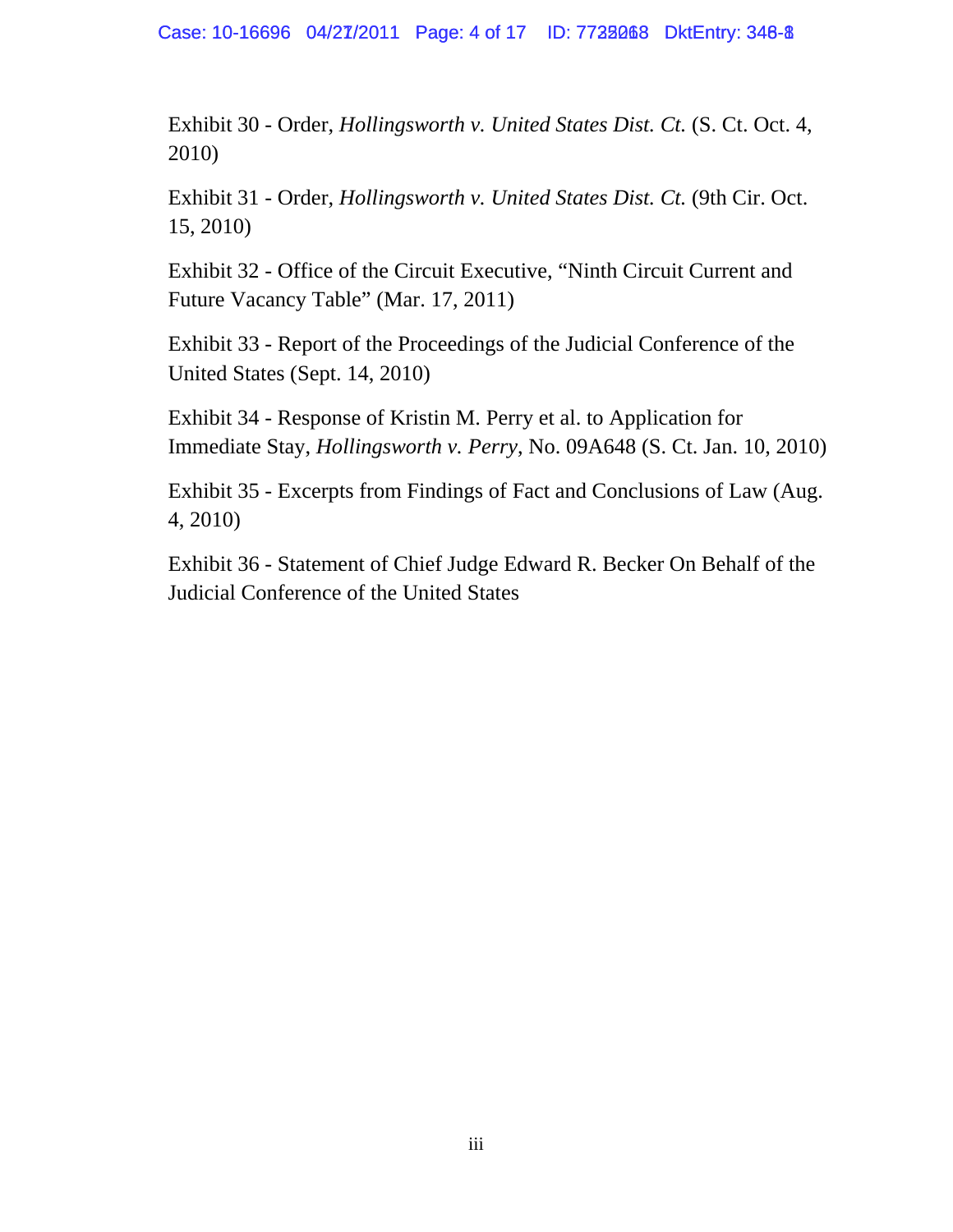Exhibit 30 - Order, *Hollingsworth v. United States Dist. Ct.* (S. Ct. Oct. 4, 2010)

Exhibit 31 - Order, *Hollingsworth v. United States Dist. Ct.* (9th Cir. Oct. 15, 2010)

Exhibit 32 - Office of the Circuit Executive, "Ninth Circuit Current and Future Vacancy Table" (Mar. 17, 2011)

Exhibit 33 - Report of the Proceedings of the Judicial Conference of the United States (Sept. 14, 2010)

Exhibit 34 - Response of Kristin M. Perry et al. to Application for Immediate Stay, *Hollingsworth v. Perry*, No. 09A648 (S. Ct. Jan. 10, 2010)

Exhibit 35 - Excerpts from Findings of Fact and Conclusions of Law (Aug. 4, 2010)

Exhibit 36 - Statement of Chief Judge Edward R. Becker On Behalf of the Judicial Conference of the United States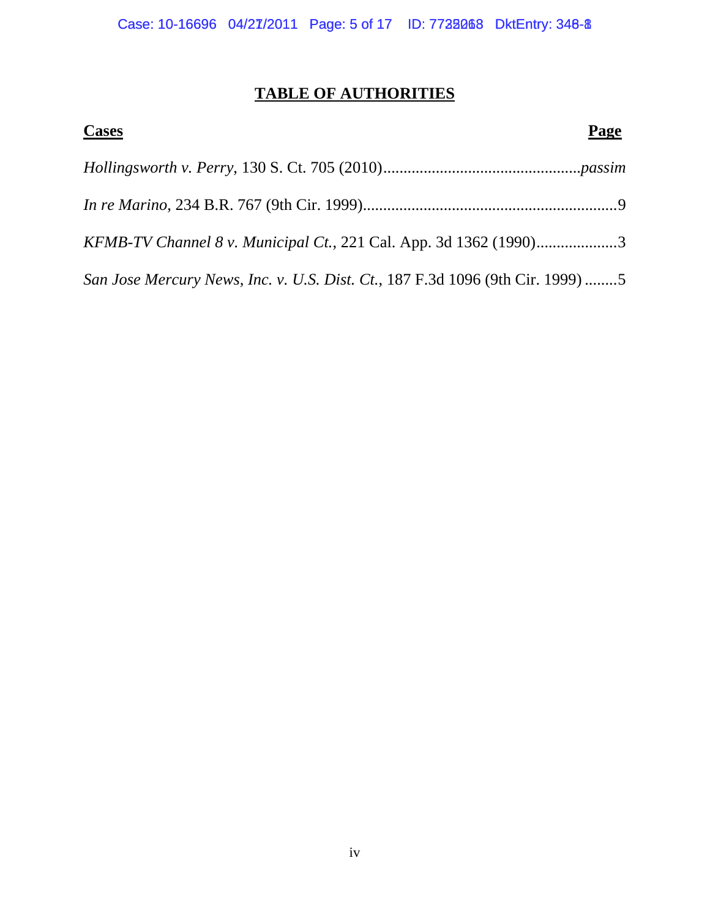# **TABLE OF AUTHORITIES**

| **Cases** | **Page** |
| --- | --- |
| *Hollingsworth v. Perry*, 130 S. Ct. 705 (2010) | *passim* |
| *In re Marino*, 234 B.R. 767 (9th Cir. 1999) | 9 |
| *KFMB-TV Channel 8 v. Municipal Ct.*, 221 Cal. App. 3d 1362 (1990) | 3 |
| *San Jose Mercury News, Inc. v. U.S. Dist. Ct.*, 187 F.3d 1096 (9th Cir. 1999) | 5 |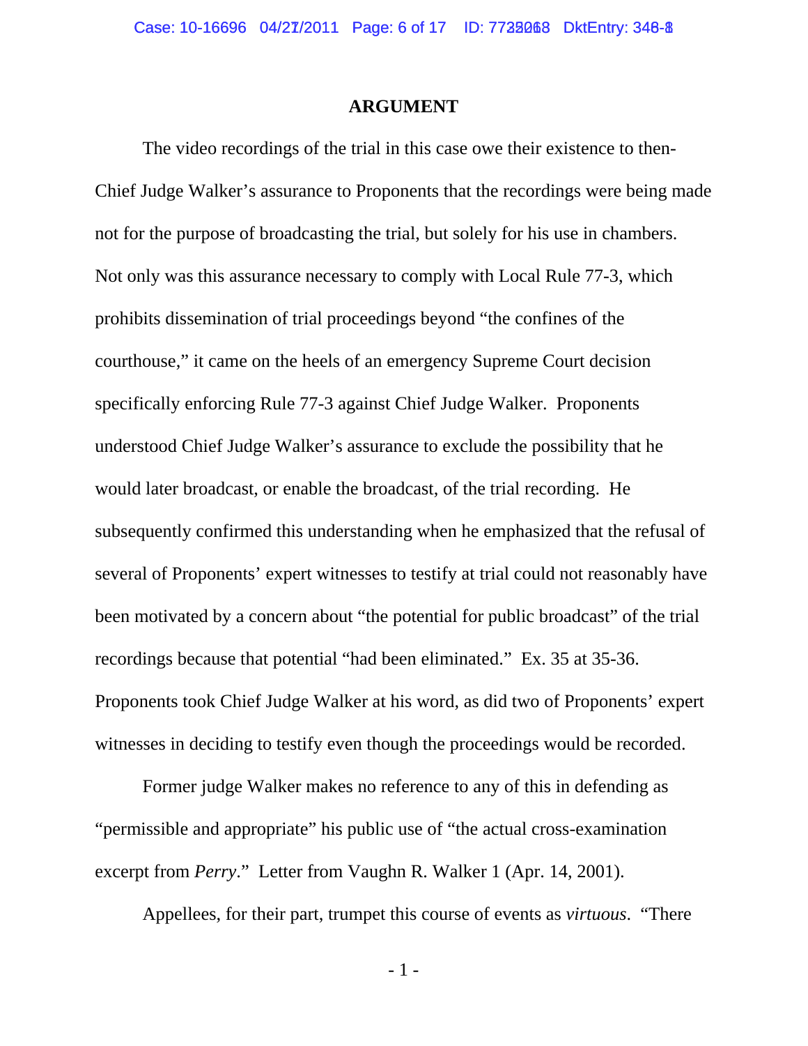## ARGUMENT

The video recordings of the trial in this case owe their existence to then-Chief Judge Walker's assurance to Proponents that the recordings were being made not for the purpose of broadcasting the trial, but solely for his use in chambers. Not only was this assurance necessary to comply with Local Rule 77-3, which prohibits dissemination of trial proceedings beyond "the confines of the courthouse," it came on the heels of an emergency Supreme Court decision specifically enforcing Rule 77-3 against Chief Judge Walker. Proponents understood Chief Judge Walker's assurance to exclude the possibility that he would later broadcast, or enable the broadcast, of the trial recording. He subsequently confirmed this understanding when he emphasized that the refusal of several of Proponents' expert witnesses to testify at trial could not reasonably have been motivated by a concern about "the potential for public broadcast" of the trial recordings because that potential "had been eliminated." Ex. 35 at 35-36. Proponents took Chief Judge Walker at his word, as did two of Proponents' expert witnesses in deciding to testify even though the proceedings would be recorded.

Former judge Walker makes no reference to any of this in defending as "permissible and appropriate" his public use of "the actual cross-examination excerpt from *Perry*." Letter from Vaughn R. Walker 1 (Apr. 14, 2001).

Appellees, for their part, trumpet this course of events as *virtuous*. "There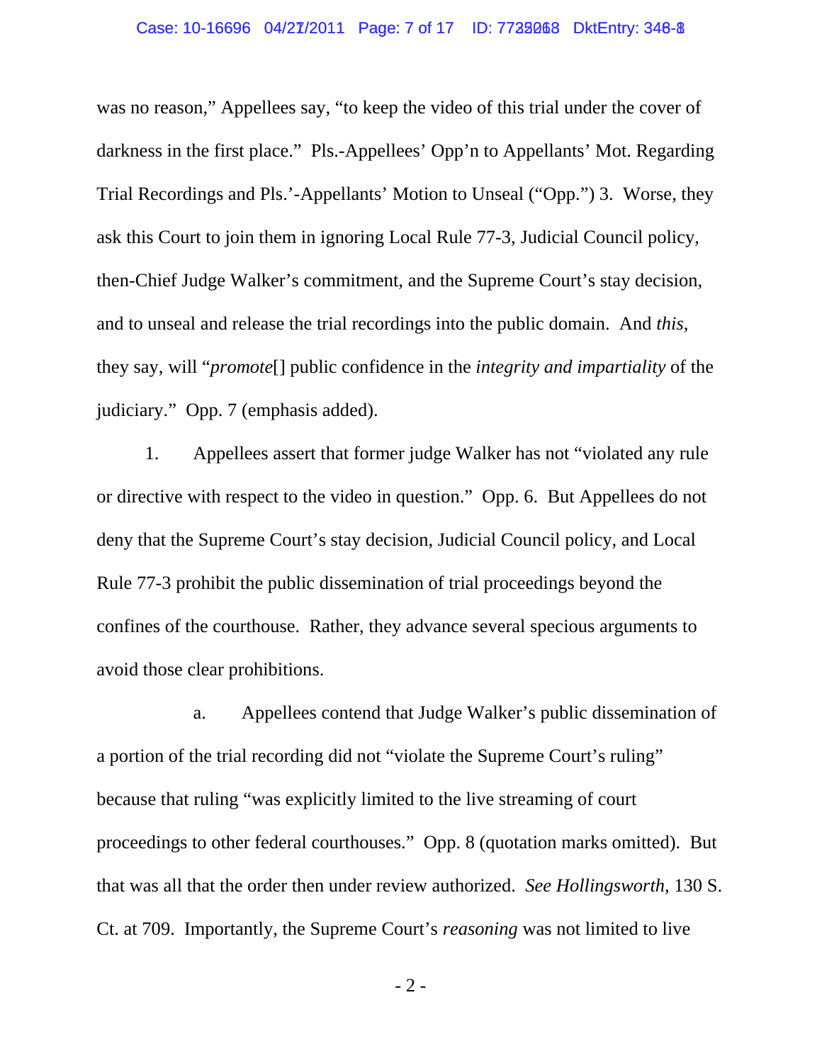was no reason," Appellees say, "to keep the video of this trial under the cover of darkness in the first place." Pls.-Appellees' Opp'n to Appellants' Mot. Regarding Trial Recordings and Pls.'-Appellants' Motion to Unseal ("Opp.") 3. Worse, they ask this Court to join them in ignoring Local Rule 77-3, Judicial Council policy, then-Chief Judge Walker's commitment, and the Supreme Court's stay decision, and to unseal and release the trial recordings into the public domain. And *this*, they say, will "*promote*[] public confidence in the *integrity and impartiality* of the judiciary." Opp. 7 (emphasis added).

1. Appellees assert that former judge Walker has not "violated any rule or directive with respect to the video in question." Opp. 6. But Appellees do not deny that the Supreme Court's stay decision, Judicial Council policy, and Local Rule 77-3 prohibit the public dissemination of trial proceedings beyond the confines of the courthouse. Rather, they advance several specious arguments to avoid those clear prohibitions.

a. Appellees contend that Judge Walker's public dissemination of a portion of the trial recording did not "violate the Supreme Court's ruling" because that ruling "was explicitly limited to the live streaming of court proceedings to other federal courthouses." Opp. 8 (quotation marks omitted). But that was all that the order then under review authorized. *See Hollingsworth*, 130 S. Ct. at 709. Importantly, the Supreme Court's *reasoning* was not limited to live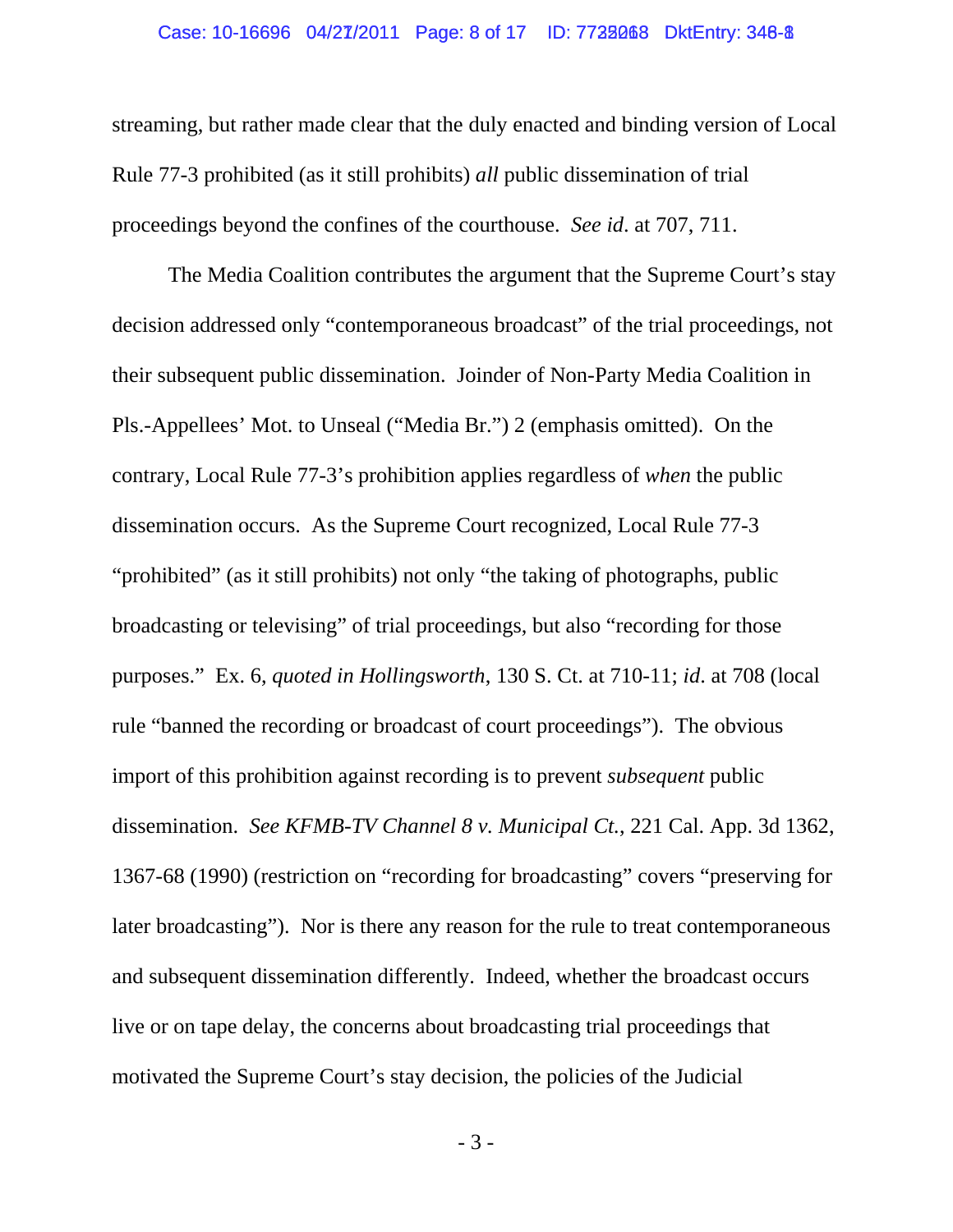streaming, but rather made clear that the duly enacted and binding version of Local Rule 77-3 prohibited (as it still prohibits) *all* public dissemination of trial proceedings beyond the confines of the courthouse. *See id*. at 707, 711.

The Media Coalition contributes the argument that the Supreme Court's stay decision addressed only "contemporaneous broadcast" of the trial proceedings, not their subsequent public dissemination. Joinder of Non-Party Media Coalition in Pls.-Appellees' Mot. to Unseal ("Media Br.") 2 (emphasis omitted). On the contrary, Local Rule 77-3's prohibition applies regardless of *when* the public dissemination occurs. As the Supreme Court recognized, Local Rule 77-3 "prohibited" (as it still prohibits) not only "the taking of photographs, public broadcasting or televising" of trial proceedings, but also "recording for those purposes." Ex. 6, *quoted in Hollingsworth*, 130 S. Ct. at 710-11; *id*. at 708 (local rule "banned the recording or broadcast of court proceedings"). The obvious import of this prohibition against recording is to prevent *subsequent* public dissemination. *See KFMB-TV Channel 8 v. Municipal Ct.*, 221 Cal. App. 3d 1362, 1367-68 (1990) (restriction on "recording for broadcasting" covers "preserving for later broadcasting"). Nor is there any reason for the rule to treat contemporaneous and subsequent dissemination differently. Indeed, whether the broadcast occurs live or on tape delay, the concerns about broadcasting trial proceedings that motivated the Supreme Court's stay decision, the policies of the Judicial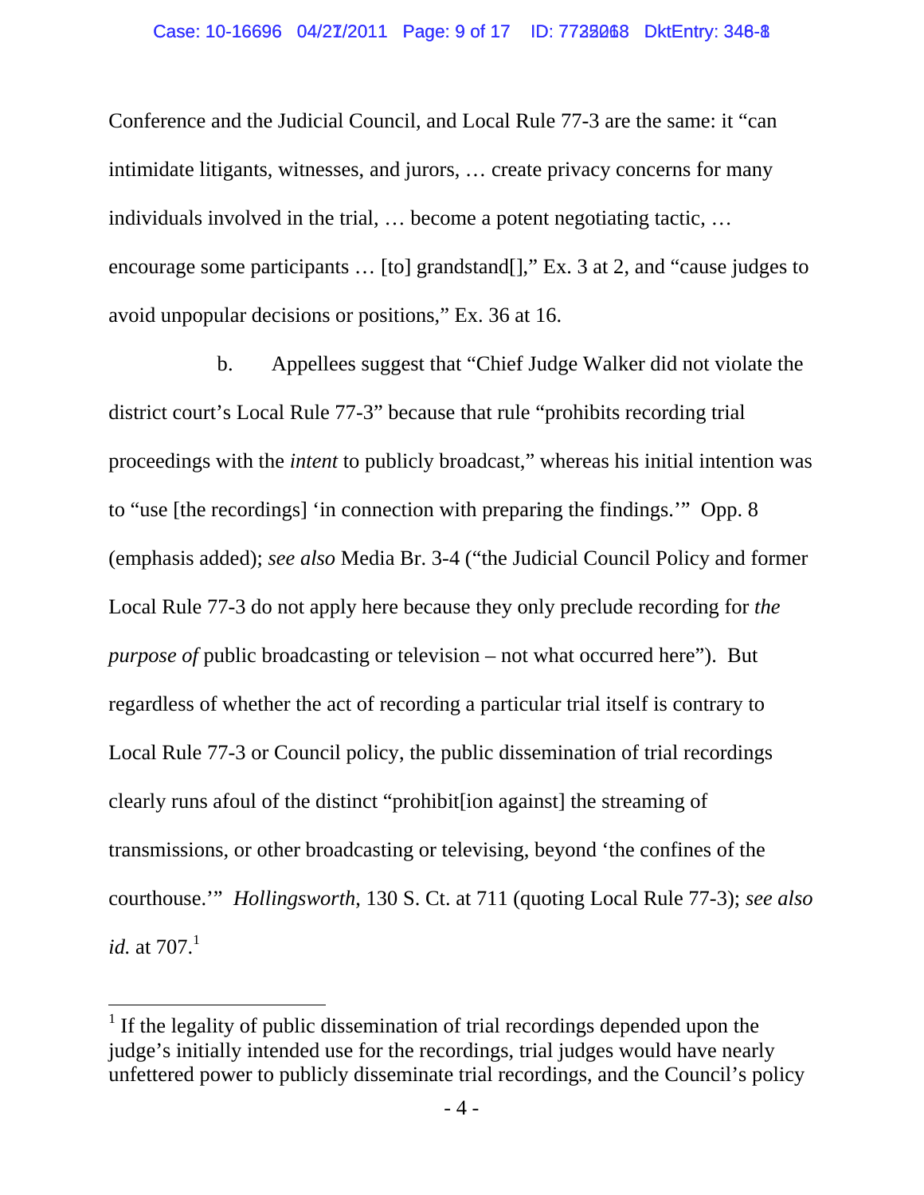Conference and the Judicial Council, and Local Rule 77-3 are the same: it "can intimidate litigants, witnesses, and jurors, … create privacy concerns for many individuals involved in the trial, … become a potent negotiating tactic, … encourage some participants … [to] grandstand[]," Ex. 3 at 2, and "cause judges to avoid unpopular decisions or positions," Ex. 36 at 16.

b. Appellees suggest that "Chief Judge Walker did not violate the district court's Local Rule 77-3" because that rule "prohibits recording trial proceedings with the *intent* to publicly broadcast," whereas his initial intention was to "use [the recordings] 'in connection with preparing the findings.'" Opp. 8 (emphasis added); *see also* Media Br. 3-4 ("the Judicial Council Policy and former Local Rule 77-3 do not apply here because they only preclude recording for *the purpose of* public broadcasting or television – not what occurred here"). But regardless of whether the act of recording a particular trial itself is contrary to Local Rule 77-3 or Council policy, the public dissemination of trial recordings clearly runs afoul of the distinct "prohibit[ion against] the streaming of transmissions, or other broadcasting or televising, beyond 'the confines of the courthouse.'" *Hollingsworth*, 130 S. Ct. at 711 (quoting Local Rule 77-3); *see also id.* at 707.[1]

[1] If the legality of public dissemination of trial recordings depended upon the judge's initially intended use for the recordings, trial judges would have nearly unfettered power to publicly disseminate trial recordings, and the Council's policy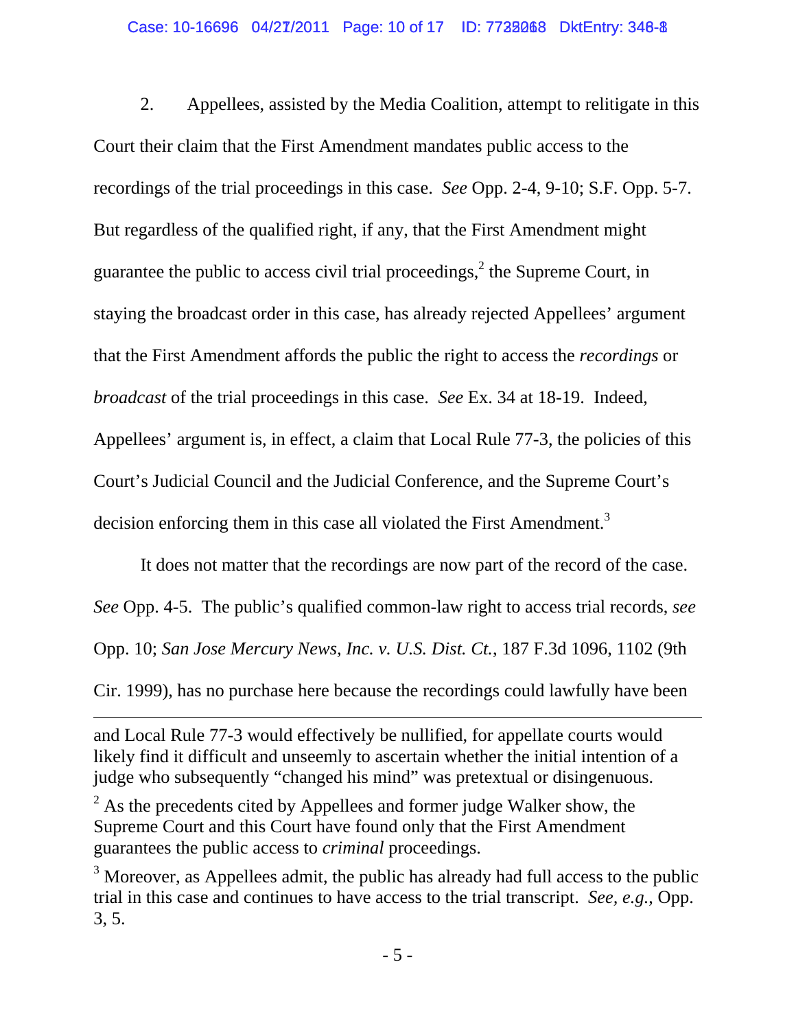2. Appellees, assisted by the Media Coalition, attempt to relitigate in this Court their claim that the First Amendment mandates public access to the recordings of the trial proceedings in this case. *See* Opp. 2-4, 9-10; S.F. Opp. 5-7. But regardless of the qualified right, if any, that the First Amendment might guarantee the public to access civil trial proceedings,[2] the Supreme Court, in staying the broadcast order in this case, has already rejected Appellees' argument that the First Amendment affords the public the right to access the *recordings* or *broadcast* of the trial proceedings in this case. *See* Ex. 34 at 18-19. Indeed, Appellees' argument is, in effect, a claim that Local Rule 77-3, the policies of this Court's Judicial Council and the Judicial Conference, and the Supreme Court's decision enforcing them in this case all violated the First Amendment.[3]

It does not matter that the recordings are now part of the record of the case. *See* Opp. 4-5. The public's qualified common-law right to access trial records, *see* Opp. 10; *San Jose Mercury News, Inc. v. U.S. Dist. Ct.*, 187 F.3d 1096, 1102 (9th Cir. 1999), has no purchase here because the recordings could lawfully have been

---

and Local Rule 77-3 would effectively be nullified, for appellate courts would likely find it difficult and unseemly to ascertain whether the initial intention of a judge who subsequently "changed his mind" was pretextual or disingenuous.

[2] As the precedents cited by Appellees and former judge Walker show, the Supreme Court and this Court have found only that the First Amendment guarantees the public access to *criminal* proceedings.

[3] Moreover, as Appellees admit, the public has already had full access to the public trial in this case and continues to have access to the trial transcript. *See, e.g.*, Opp. 3, 5.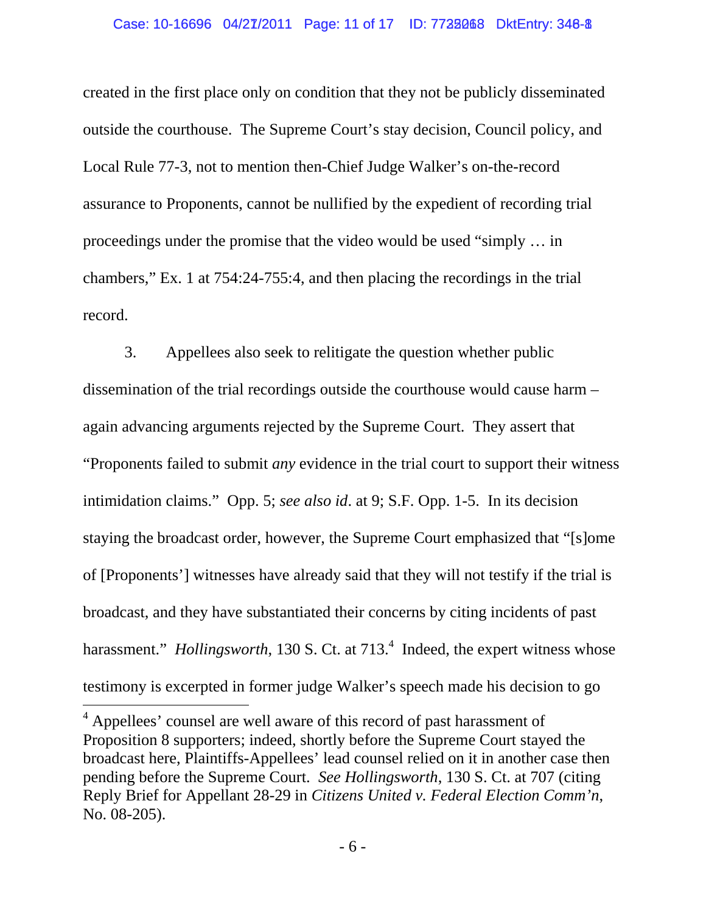created in the first place only on condition that they not be publicly disseminated outside the courthouse. The Supreme Court's stay decision, Council policy, and Local Rule 77-3, not to mention then-Chief Judge Walker's on-the-record assurance to Proponents, cannot be nullified by the expedient of recording trial proceedings under the promise that the video would be used "simply … in chambers," Ex. 1 at 754:24-755:4, and then placing the recordings in the trial record.

3. Appellees also seek to relitigate the question whether public dissemination of the trial recordings outside the courthouse would cause harm – again advancing arguments rejected by the Supreme Court. They assert that "Proponents failed to submit *any* evidence in the trial court to support their witness intimidation claims." Opp. 5; *see also id*. at 9; S.F. Opp. 1-5. In its decision staying the broadcast order, however, the Supreme Court emphasized that "[s]ome of [Proponents'] witnesses have already said that they will not testify if the trial is broadcast, and they have substantiated their concerns by citing incidents of past harassment." *Hollingsworth*, 130 S. Ct. at 713.[4] Indeed, the expert witness whose testimony is excerpted in former judge Walker's speech made his decision to go

[4] Appellees' counsel are well aware of this record of past harassment of Proposition 8 supporters; indeed, shortly before the Supreme Court stayed the broadcast here, Plaintiffs-Appellees' lead counsel relied on it in another case then pending before the Supreme Court. *See Hollingsworth*, 130 S. Ct. at 707 (citing Reply Brief for Appellant 28-29 in *Citizens United v. Federal Election Comm'n*, No. 08-205).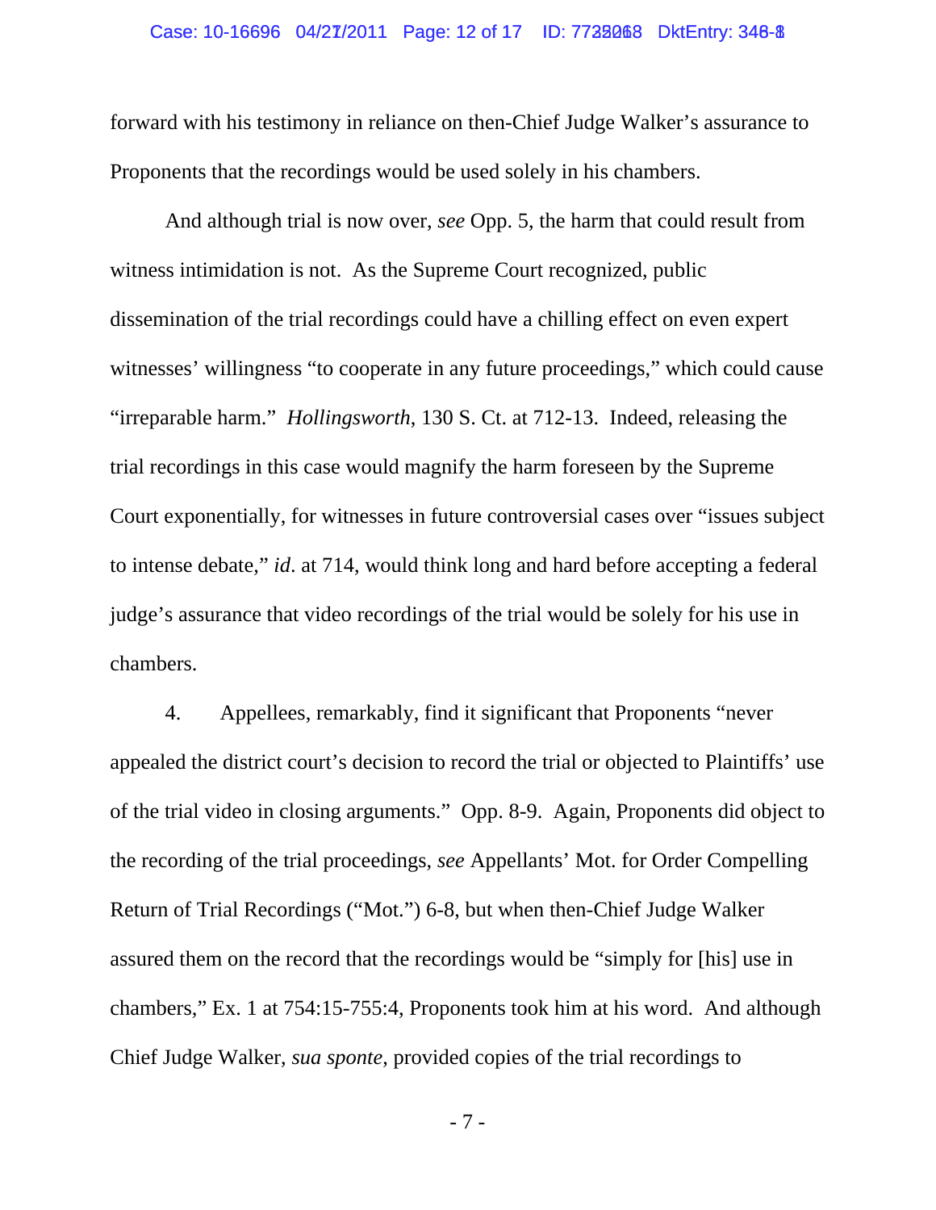forward with his testimony in reliance on then-Chief Judge Walker's assurance to Proponents that the recordings would be used solely in his chambers.

And although trial is now over, *see* Opp. 5, the harm that could result from witness intimidation is not. As the Supreme Court recognized, public dissemination of the trial recordings could have a chilling effect on even expert witnesses' willingness "to cooperate in any future proceedings," which could cause "irreparable harm." *Hollingsworth*, 130 S. Ct. at 712-13. Indeed, releasing the trial recordings in this case would magnify the harm foreseen by the Supreme Court exponentially, for witnesses in future controversial cases over "issues subject to intense debate," *id*. at 714, would think long and hard before accepting a federal judge's assurance that video recordings of the trial would be solely for his use in chambers.

4. Appellees, remarkably, find it significant that Proponents "never appealed the district court's decision to record the trial or objected to Plaintiffs' use of the trial video in closing arguments." Opp. 8-9. Again, Proponents did object to the recording of the trial proceedings, *see* Appellants' Mot. for Order Compelling Return of Trial Recordings ("Mot.") 6-8, but when then-Chief Judge Walker assured them on the record that the recordings would be "simply for [his] use in chambers," Ex. 1 at 754:15-755:4, Proponents took him at his word. And although Chief Judge Walker, *sua sponte*, provided copies of the trial recordings to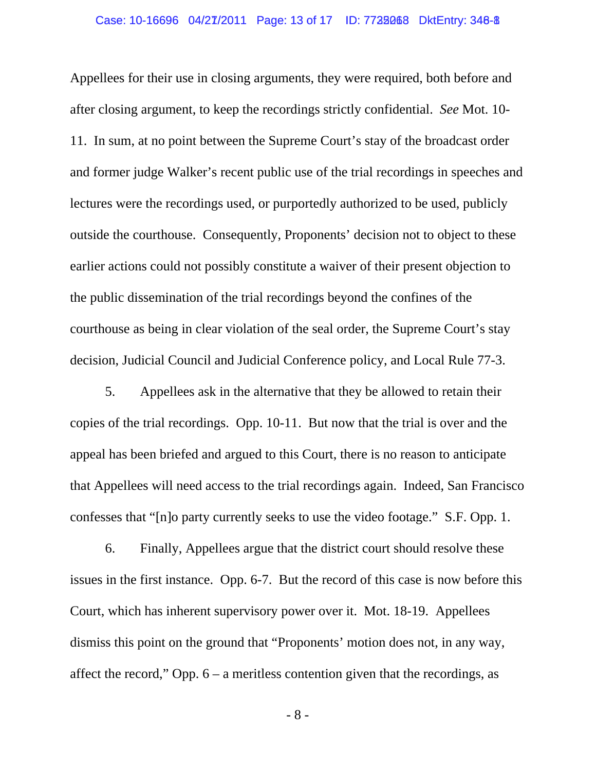Appellees for their use in closing arguments, they were required, both before and after closing argument, to keep the recordings strictly confidential. *See* Mot. 10-11. In sum, at no point between the Supreme Court's stay of the broadcast order and former judge Walker's recent public use of the trial recordings in speeches and lectures were the recordings used, or purportedly authorized to be used, publicly outside the courthouse. Consequently, Proponents' decision not to object to these earlier actions could not possibly constitute a waiver of their present objection to the public dissemination of the trial recordings beyond the confines of the courthouse as being in clear violation of the seal order, the Supreme Court's stay decision, Judicial Council and Judicial Conference policy, and Local Rule 77-3.

5. Appellees ask in the alternative that they be allowed to retain their copies of the trial recordings. Opp. 10-11. But now that the trial is over and the appeal has been briefed and argued to this Court, there is no reason to anticipate that Appellees will need access to the trial recordings again. Indeed, San Francisco confesses that "[n]o party currently seeks to use the video footage." S.F. Opp. 1.

6. Finally, Appellees argue that the district court should resolve these issues in the first instance. Opp. 6-7. But the record of this case is now before this Court, which has inherent supervisory power over it. Mot. 18-19. Appellees dismiss this point on the ground that "Proponents' motion does not, in any way, affect the record," Opp. 6 – a meritless contention given that the recordings, as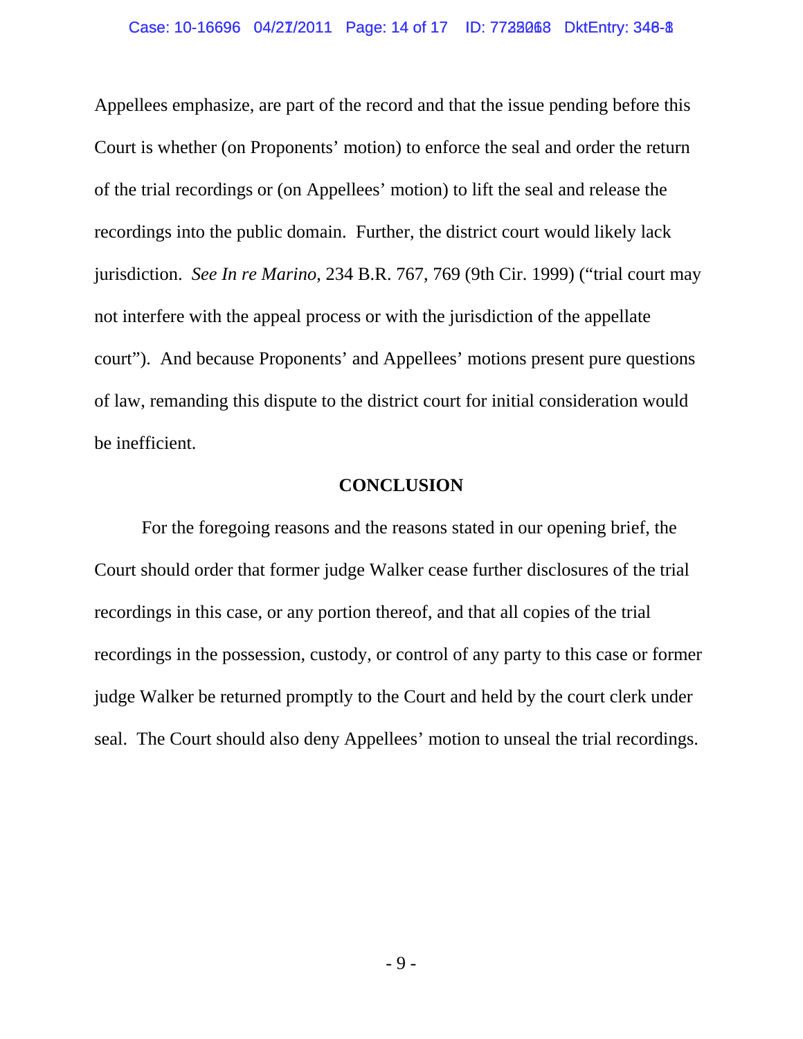Appellees emphasize, are part of the record and that the issue pending before this Court is whether (on Proponents' motion) to enforce the seal and order the return of the trial recordings or (on Appellees' motion) to lift the seal and release the recordings into the public domain. Further, the district court would likely lack jurisdiction. *See In re Marino*, 234 B.R. 767, 769 (9th Cir. 1999) ("trial court may not interfere with the appeal process or with the jurisdiction of the appellate court"). And because Proponents' and Appellees' motions present pure questions of law, remanding this dispute to the district court for initial consideration would be inefficient.

## CONCLUSION

For the foregoing reasons and the reasons stated in our opening brief, the Court should order that former judge Walker cease further disclosures of the trial recordings in this case, or any portion thereof, and that all copies of the trial recordings in the possession, custody, or control of any party to this case or former judge Walker be returned promptly to the Court and held by the court clerk under seal. The Court should also deny Appellees' motion to unseal the trial recordings.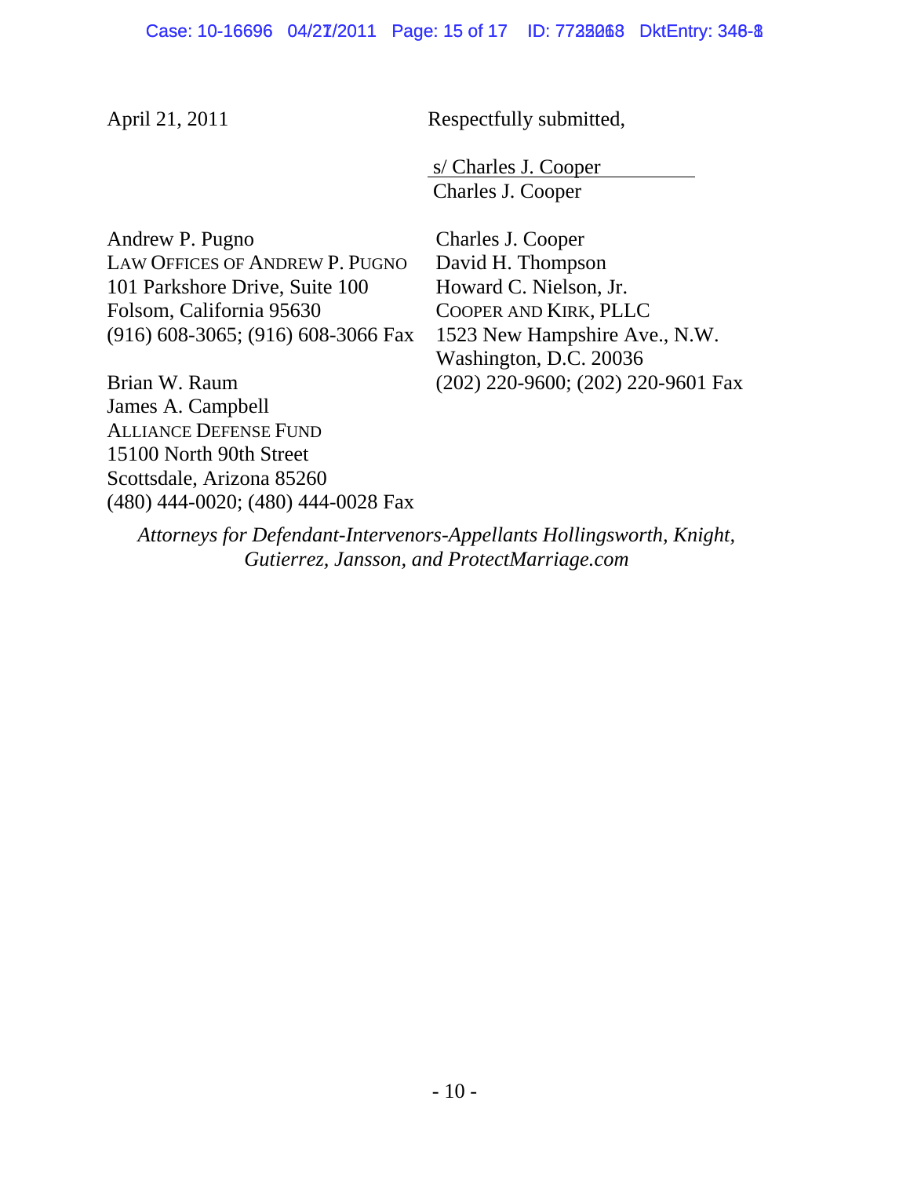April 21, 2011

Respectfully submitted,

s/ Charles J. Cooper
Charles J. Cooper

Charles J. Cooper
David H. Thompson
Howard C. Nielson, Jr.
COOPER AND KIRK, PLLC
1523 New Hampshire Ave., N.W.
Washington, D.C. 20036
(202) 220-9600; (202) 220-9601 Fax

Andrew P. Pugno
LAW OFFICES OF ANDREW P. PUGNO
101 Parkshore Drive, Suite 100
Folsom, California 95630
(916) 608-3065; (916) 608-3066 Fax

Brian W. Raum
James A. Campbell
ALLIANCE DEFENSE FUND
15100 North 90th Street
Scottsdale, Arizona 85260
(480) 444-0020; (480) 444-0028 Fax

*Attorneys for Defendant-Intervenors-Appellants Hollingsworth, Knight, Gutierrez, Jansson, and ProtectMarriage.com*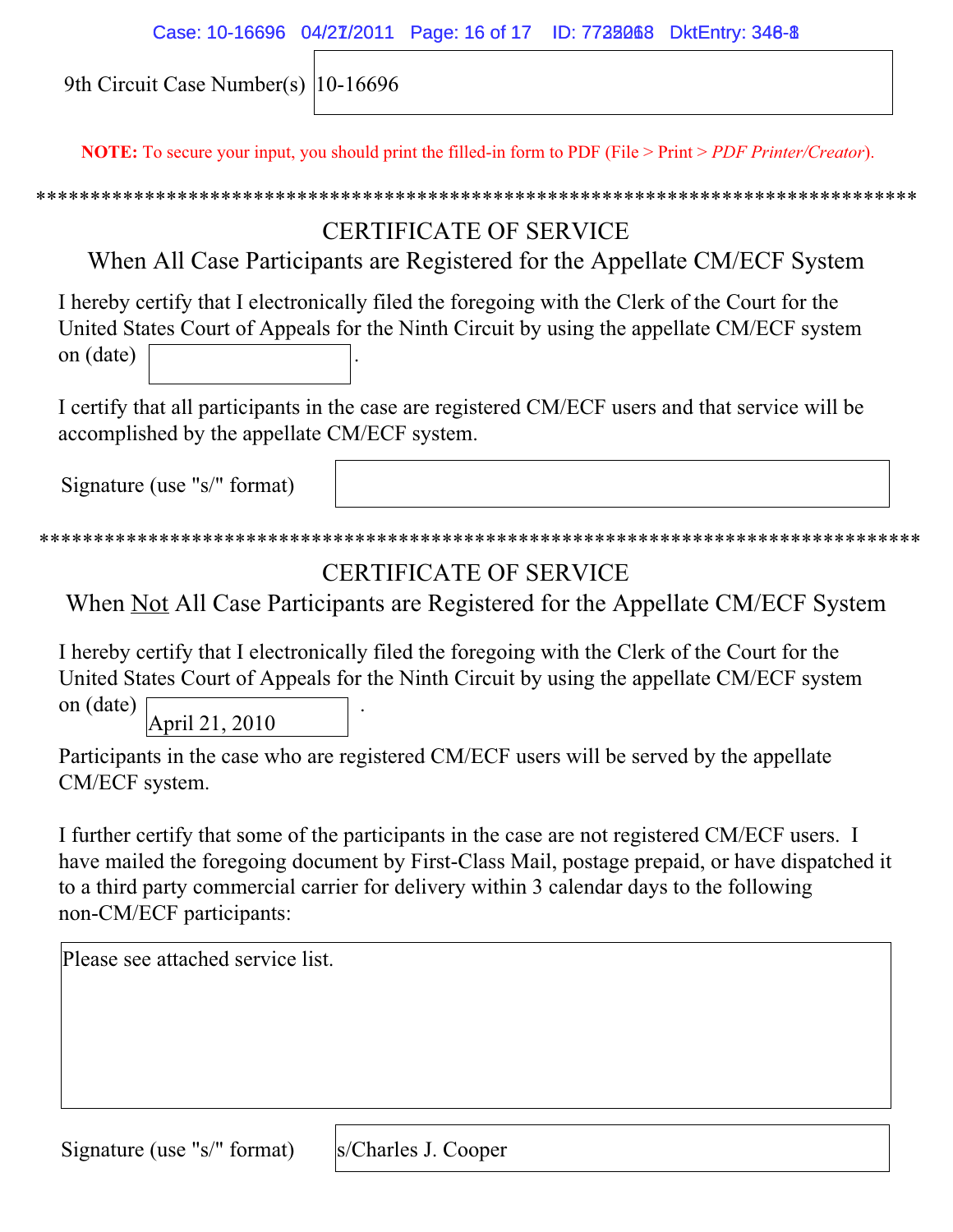9th Circuit Case Number(s) 10-16696

**NOTE:** To secure your input, you should print the filled-in form to PDF (File > Print > *PDF Printer/Creator*).

*********************************************************************************

## CERTIFICATE OF SERVICE

### When All Case Participants are Registered for the Appellate CM/ECF System

I hereby certify that I electronically filed the foregoing with the Clerk of the Court for the United States Court of Appeals for the Ninth Circuit by using the appellate CM/ECF system on (date) ____________.

I certify that all participants in the case are registered CM/ECF users and that service will be accomplished by the appellate CM/ECF system.

Signature (use "s/" format) ____________

*********************************************************************************

## CERTIFICATE OF SERVICE

### When <u>Not</u> All Case Participants are Registered for the Appellate CM/ECF System

I hereby certify that I electronically filed the foregoing with the Clerk of the Court for the United States Court of Appeals for the Ninth Circuit by using the appellate CM/ECF system on (date) April 21, 2010.

Participants in the case who are registered CM/ECF users will be served by the appellate CM/ECF system.

I further certify that some of the participants in the case are not registered CM/ECF users. I have mailed the foregoing document by First-Class Mail, postage prepaid, or have dispatched it to a third party commercial carrier for delivery within 3 calendar days to the following non-CM/ECF participants:

Please see attached service list.

Signature (use "s/" format) s/Charles J. Cooper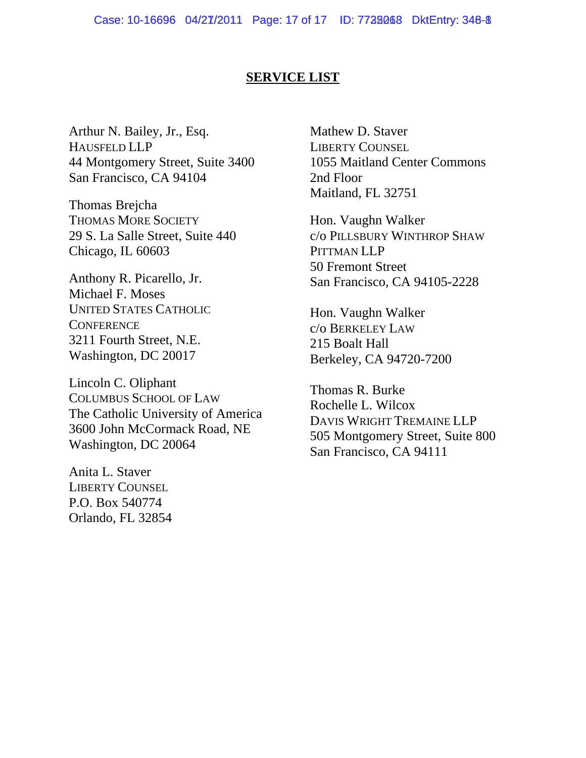**SERVICE LIST**

Arthur N. Bailey, Jr., Esq.
HAUSFELD LLP
44 Montgomery Street, Suite 3400
San Francisco, CA 94104

Thomas Brejcha
THOMAS MORE SOCIETY
29 S. La Salle Street, Suite 440
Chicago, IL 60603

Anthony R. Picarello, Jr.
Michael F. Moses
UNITED STATES CATHOLIC CONFERENCE
3211 Fourth Street, N.E.
Washington, DC 20017

Lincoln C. Oliphant
COLUMBUS SCHOOL OF LAW
The Catholic University of America
3600 John McCormack Road, NE
Washington, DC 20064

Anita L. Staver
LIBERTY COUNSEL
P.O. Box 540774
Orlando, FL 32854

Mathew D. Staver
LIBERTY COUNSEL
1055 Maitland Center Commons
2nd Floor
Maitland, FL 32751

Hon. Vaughn Walker
c/o PILLSBURY WINTHROP SHAW PITTMAN LLP
50 Fremont Street
San Francisco, CA 94105-2228

Hon. Vaughn Walker
c/o BERKELEY LAW
215 Boalt Hall
Berkeley, CA 94720-7200

Thomas R. Burke
Rochelle L. Wilcox
DAVIS WRIGHT TREMAINE LLP
505 Montgomery Street, Suite 800
San Francisco, CA 94111